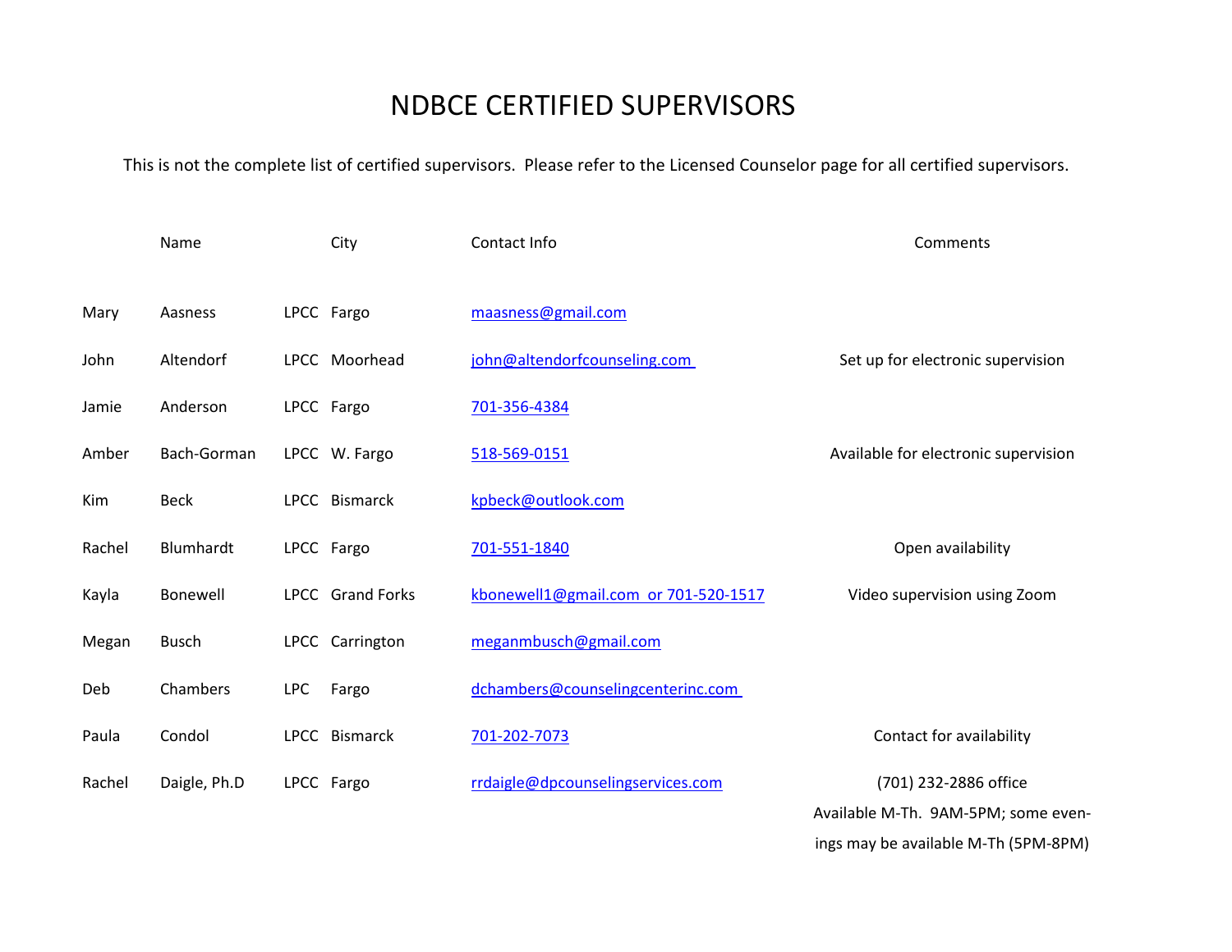# NDBCE CERTIFIED SUPERVISORS

This is not the complete list of certified supervisors. Please refer to the Licensed Counselor page for all certified supervisors.

| | Name | | City | Contact Info | Comments |
|---|---|---|---|---|---|
| Mary | Aasness | LPCC | Fargo | maasness@gmail.com | |
| John | Altendorf | LPCC | Moorhead | john@altendorfcounseling.com | Set up for electronic supervision |
| Jamie | Anderson | LPCC | Fargo | 701-356-4384 | |
| Amber | Bach-Gorman | LPCC | W. Fargo | 518-569-0151 | Available for electronic supervision |
| Kim | Beck | LPCC | Bismarck | kpbeck@outlook.com | |
| Rachel | Blumhardt | LPCC | Fargo | 701-551-1840 | Open availability |
| Kayla | Bonewell | LPCC | Grand Forks | kbonewell1@gmail.com or 701-520-1517 | Video supervision using Zoom |
| Megan | Busch | LPCC | Carrington | meganmbusch@gmail.com | |
| Deb | Chambers | LPC | Fargo | dchambers@counselingcenterinc.com | |
| Paula | Condol | LPCC | Bismarck | 701-202-7073 | Contact for availability |
| Rachel | Daigle, Ph.D | LPCC | Fargo | rrdaigle@dpcounselingservices.com | (701) 232-2886 office Available M-Th. 9AM-5PM; some evenings may be available M-Th (5PM-8PM) |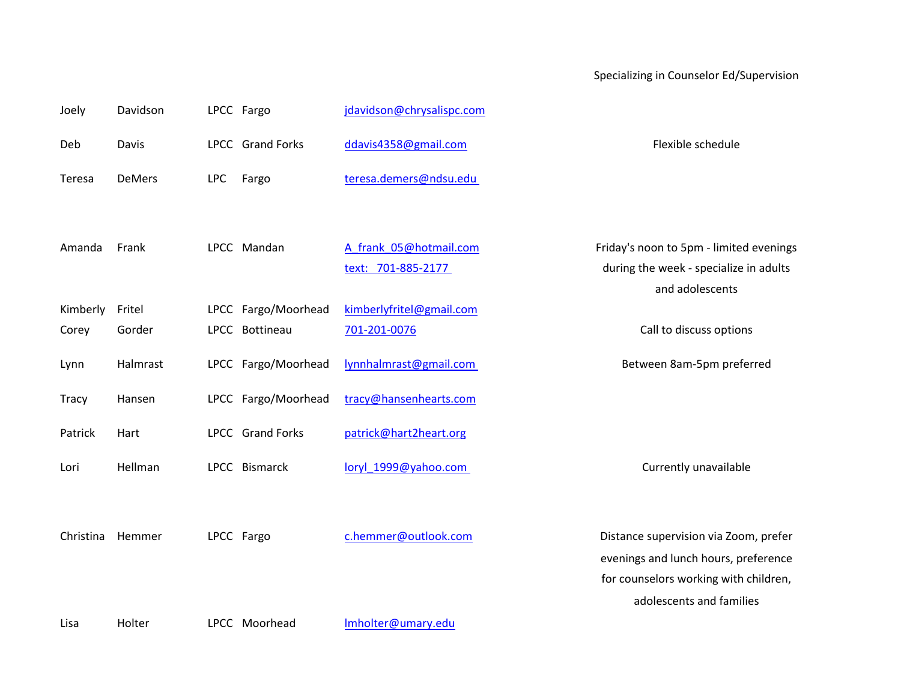| | | | | | Specializing in Counselor Ed/Supervision |
|---|---|---|---|---|---|
| Joely | Davidson | LPCC | Fargo | jdavidson@chrysalispc.com | |
| Deb | Davis | LPCC | Grand Forks | ddavis4358@gmail.com | Flexible schedule |
| Teresa | DeMers | LPC | Fargo | teresa.demers@ndsu.edu | |
| Amanda | Frank | LPCC | Mandan | A_frank_05@hotmail.com text: 701-885-2177 | Friday's noon to 5pm - limited evenings during the week - specialize in adults and adolescents |
| Kimberly | Fritel | LPCC | Fargo/Moorhead | kimberlyfritel@gmail.com | |
| Corey | Gorder | LPCC | Bottineau | 701-201-0076 | Call to discuss options |
| Lynn | Halmrast | LPCC | Fargo/Moorhead | lynnhalmrast@gmail.com | Between 8am-5pm preferred |
| Tracy | Hansen | LPCC | Fargo/Moorhead | tracy@hansenhearts.com | |
| Patrick | Hart | LPCC | Grand Forks | patrick@hart2heart.org | |
| Lori | Hellman | LPCC | Bismarck | loryl_1999@yahoo.com | Currently unavailable |
| Christina | Hemmer | LPCC | Fargo | c.hemmer@outlook.com | Distance supervision via Zoom, prefer evenings and lunch hours, preference for counselors working with children, adolescents and families |
| Lisa | Holter | LPCC | Moorhead | lmholter@umary.edu | |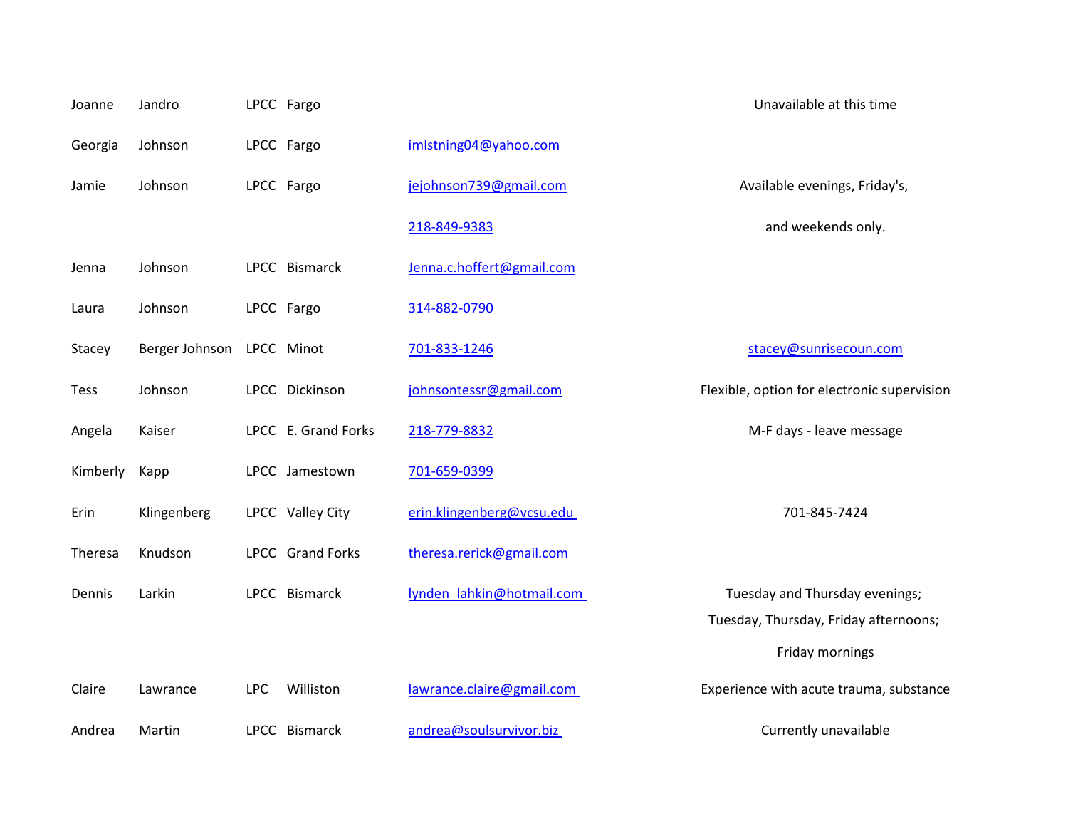| | | | | | |
|---|---|---|---|---|---|
| Joanne | Jandro | LPCC | Fargo | | Unavailable at this time |
| Georgia | Johnson | LPCC | Fargo | imlstning04@yahoo.com | |
| Jamie | Johnson | LPCC | Fargo | jejohnson739@gmail.com | Available evenings, Friday's, |
| | | | | 218-849-9383 | and weekends only. |
| Jenna | Johnson | LPCC | Bismarck | Jenna.c.hoffert@gmail.com | |
| Laura | Johnson | LPCC | Fargo | 314-882-0790 | |
| Stacey | Berger Johnson | LPCC | Minot | 701-833-1246 | stacey@sunrisecoun.com |
| Tess | Johnson | LPCC | Dickinson | johnsontessr@gmail.com | Flexible, option for electronic supervision |
| Angela | Kaiser | LPCC | E. Grand Forks | 218-779-8832 | M-F days - leave message |
| Kimberly | Kapp | LPCC | Jamestown | 701-659-0399 | |
| Erin | Klingenberg | LPCC | Valley City | erin.klingenberg@vcsu.edu | 701-845-7424 |
| Theresa | Knudson | LPCC | Grand Forks | theresa.rerick@gmail.com | |
| Dennis | Larkin | LPCC | Bismarck | lynden_lahkin@hotmail.com | Tuesday and Thursday evenings; Tuesday, Thursday, Friday afternoons; Friday mornings |
| Claire | Lawrance | LPC | Williston | lawrance.claire@gmail.com | Experience with acute trauma, substance |
| Andrea | Martin | LPCC | Bismarck | andrea@soulsurvivor.biz | Currently unavailable |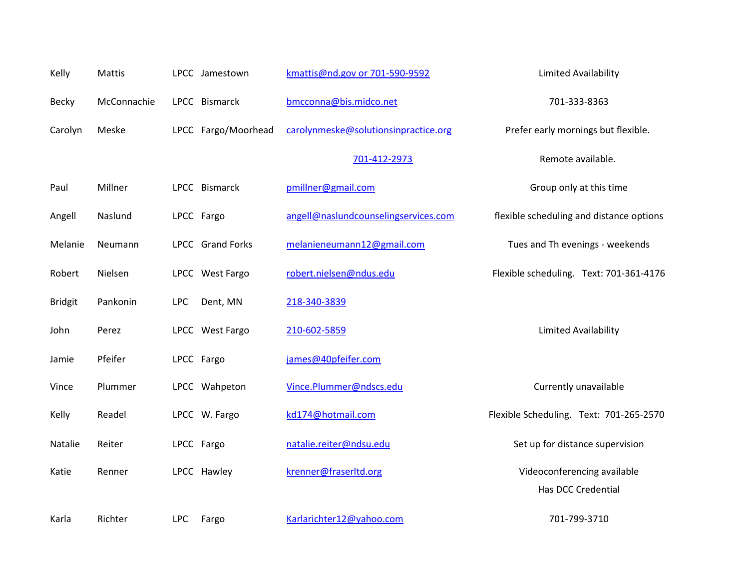| | | | | | |
|---|---|---|---|---|---|
| Kelly | Mattis | LPCC | Jamestown | kmattis@nd.gov or 701-590-9592 | Limited Availability |
| Becky | McConnachie | LPCC | Bismarck | bmcconna@bis.midco.net | 701-333-8363 |
| Carolyn | Meske | LPCC | Fargo/Moorhead | carolynmeske@solutionsinpractice.org 701-412-2973 | Prefer early mornings but flexible. Remote available. |
| Paul | Millner | LPCC | Bismarck | pmillner@gmail.com | Group only at this time |
| Angell | Naslund | LPCC | Fargo | angell@naslundcounselingservices.com | flexible scheduling and distance options |
| Melanie | Neumann | LPCC | Grand Forks | melanieneumann12@gmail.com | Tues and Th evenings - weekends |
| Robert | Nielsen | LPCC | West Fargo | robert.nielsen@ndus.edu | Flexible scheduling. Text: 701-361-4176 |
| Bridgit | Pankonin | LPC | Dent, MN | 218-340-3839 | |
| John | Perez | LPCC | West Fargo | 210-602-5859 | Limited Availability |
| Jamie | Pfeifer | LPCC | Fargo | james@40pfeifer.com | |
| Vince | Plummer | LPCC | Wahpeton | Vince.Plummer@ndscs.edu | Currently unavailable |
| Kelly | Readel | LPCC | W. Fargo | kd174@hotmail.com | Flexible Scheduling. Text: 701-265-2570 |
| Natalie | Reiter | LPCC | Fargo | natalie.reiter@ndsu.edu | Set up for distance supervision |
| Katie | Renner | LPCC | Hawley | krenner@fraserltd.org | Videoconferencing available Has DCC Credential |
| Karla | Richter | LPC | Fargo | Karlarichter12@yahoo.com | 701-799-3710 |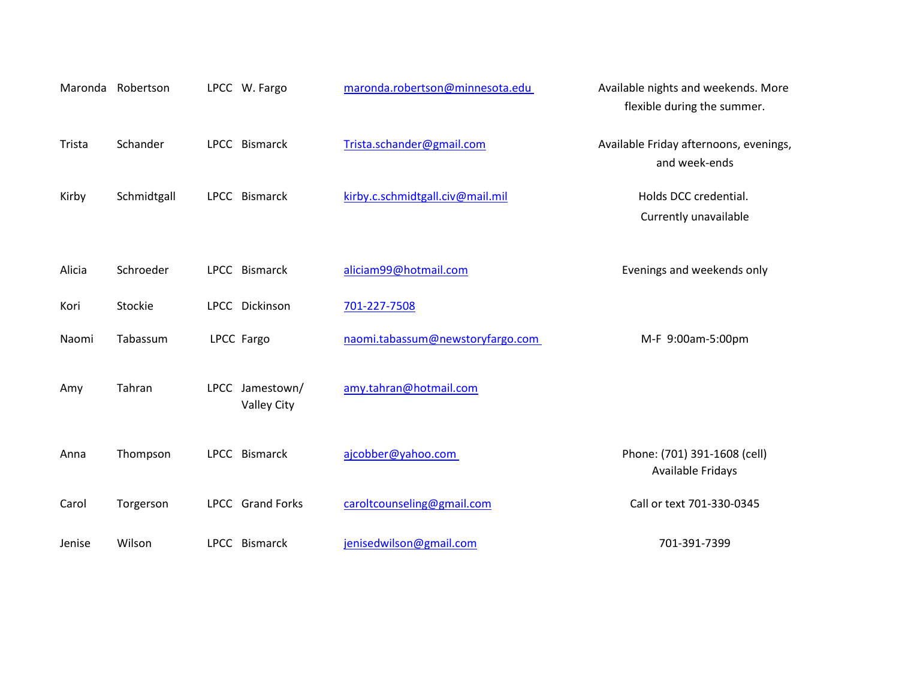| | | | | | |
|---|---|---|---|---|---|
| Maronda | Robertson | LPCC | W. Fargo | maronda.robertson@minnesota.edu | Available nights and weekends. More flexible during the summer. |
| Trista | Schander | LPCC | Bismarck | Trista.schander@gmail.com | Available Friday afternoons, evenings, and week-ends |
| Kirby | Schmidtgall | LPCC | Bismarck | kirby.c.schmidtgall.civ@mail.mil | Holds DCC credential. Currently unavailable |
| Alicia | Schroeder | LPCC | Bismarck | aliciam99@hotmail.com | Evenings and weekends only |
| Kori | Stockie | LPCC | Dickinson | 701-227-7508 | |
| Naomi | Tabassum | LPCC | Fargo | naomi.tabassum@newstoryfargo.com | M-F 9:00am-5:00pm |
| Amy | Tahran | LPCC | Jamestown/ Valley City | amy.tahran@hotmail.com | |
| Anna | Thompson | LPCC | Bismarck | ajcobber@yahoo.com | Phone: (701) 391-1608 (cell) Available Fridays |
| Carol | Torgerson | LPCC | Grand Forks | caroltcounseling@gmail.com | Call or text 701-330-0345 |
| Jenise | Wilson | LPCC | Bismarck | jenisedwilson@gmail.com | 701-391-7399 |